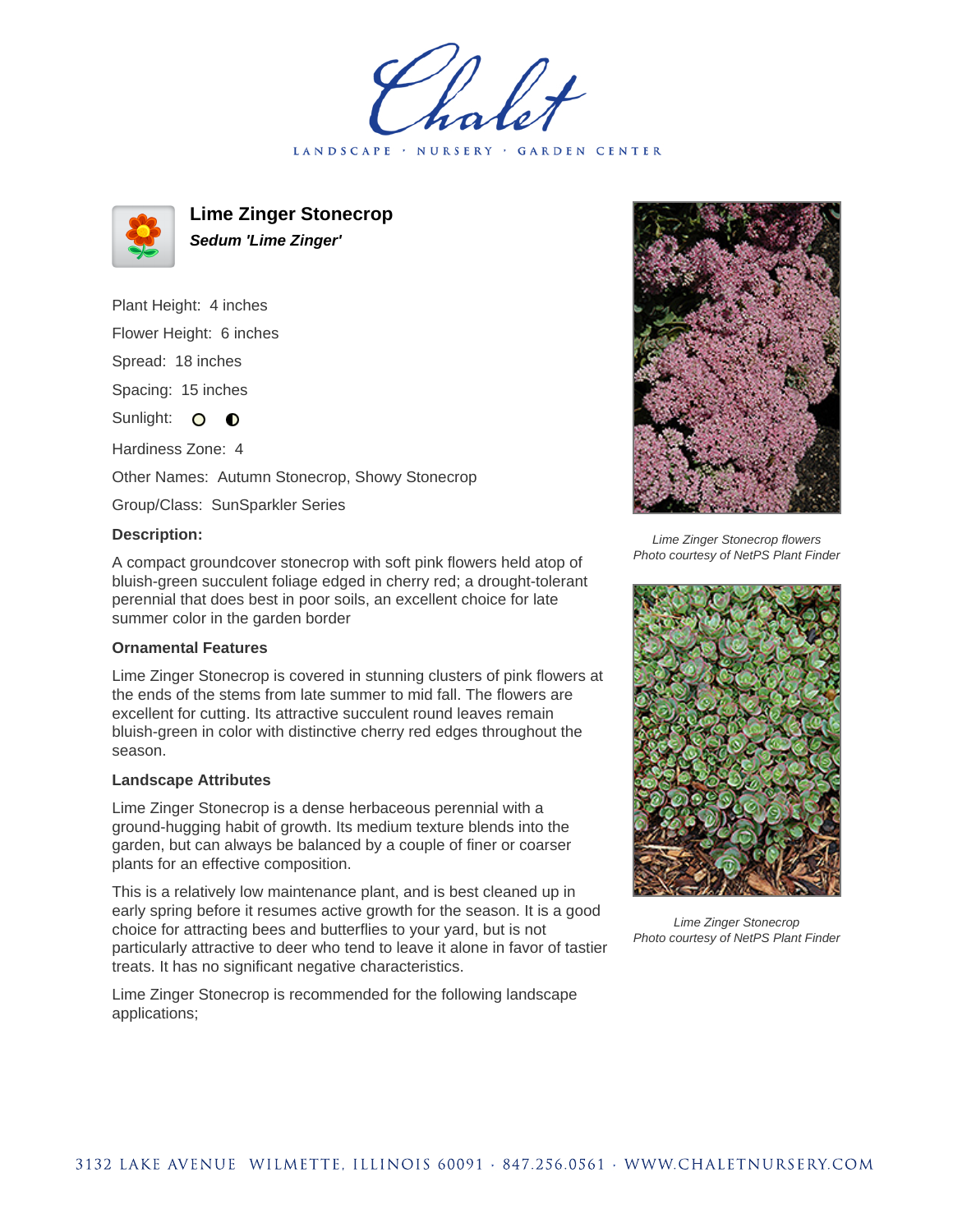# Lime Zinger Stonecrop

***Sedum 'Lime Zinger'***

Plant Height: 4 inches

Flower Height: 6 inches

Spread: 18 inches

Spacing: 15 inches

Sunlight: ○ ◐

Hardiness Zone: 4

Other Names: Autumn Stonecrop, Showy Stonecrop

Group/Class: SunSparkler Series

**Description:**

A compact groundcover stonecrop with soft pink flowers held atop of bluish-green succulent foliage edged in cherry red; a drought-tolerant perennial that does best in poor soils, an excellent choice for late summer color in the garden border

### Ornamental Features

Lime Zinger Stonecrop is covered in stunning clusters of pink flowers at the ends of the stems from late summer to mid fall. The flowers are excellent for cutting. Its attractive succulent round leaves remain bluish-green in color with distinctive cherry red edges throughout the season.

### Landscape Attributes

Lime Zinger Stonecrop is a dense herbaceous perennial with a ground-hugging habit of growth. Its medium texture blends into the garden, but can always be balanced by a couple of finer or coarser plants for an effective composition.

This is a relatively low maintenance plant, and is best cleaned up in early spring before it resumes active growth for the season. It is a good choice for attracting bees and butterflies to your yard, but is not particularly attractive to deer who tend to leave it alone in favor of tastier treats. It has no significant negative characteristics.

Lime Zinger Stonecrop is recommended for the following landscape applications;

*Lime Zinger Stonecrop flowers*
*Photo courtesy of NetPS Plant Finder*

*Lime Zinger Stonecrop*
*Photo courtesy of NetPS Plant Finder*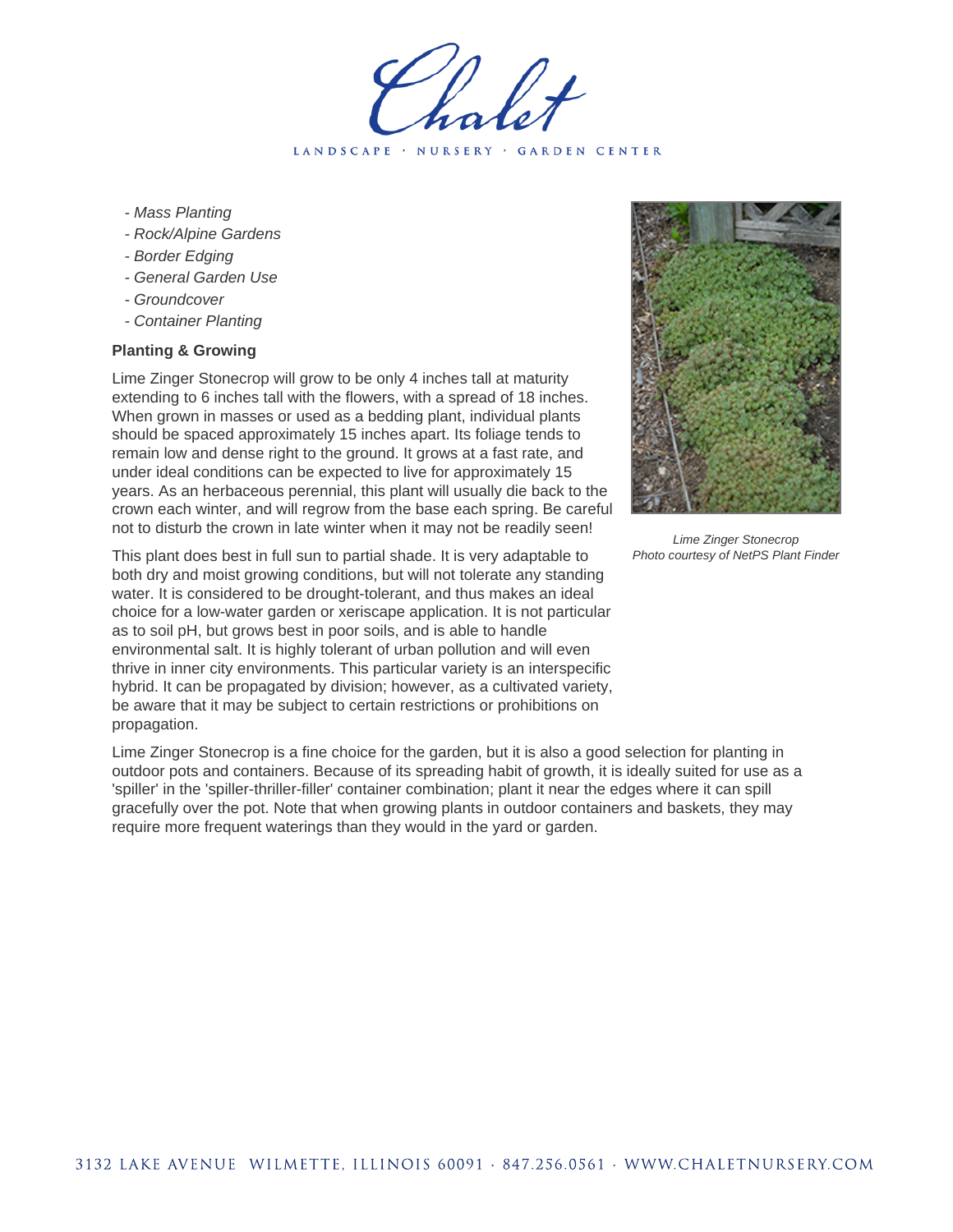- *Mass Planting*
- *Rock/Alpine Gardens*
- *Border Edging*
- *General Garden Use*
- *Groundcover*
- *Container Planting*

**Planting & Growing**

Lime Zinger Stonecrop will grow to be only 4 inches tall at maturity extending to 6 inches tall with the flowers, with a spread of 18 inches. When grown in masses or used as a bedding plant, individual plants should be spaced approximately 15 inches apart. Its foliage tends to remain low and dense right to the ground. It grows at a fast rate, and under ideal conditions can be expected to live for approximately 15 years. As an herbaceous perennial, this plant will usually die back to the crown each winter, and will regrow from the base each spring. Be careful not to disturb the crown in late winter when it may not be readily seen!

*Lime Zinger Stonecrop*
*Photo courtesy of NetPS Plant Finder*

This plant does best in full sun to partial shade. It is very adaptable to both dry and moist growing conditions, but will not tolerate any standing water. It is considered to be drought-tolerant, and thus makes an ideal choice for a low-water garden or xeriscape application. It is not particular as to soil pH, but grows best in poor soils, and is able to handle environmental salt. It is highly tolerant of urban pollution and will even thrive in inner city environments. This particular variety is an interspecific hybrid. It can be propagated by division; however, as a cultivated variety, be aware that it may be subject to certain restrictions or prohibitions on propagation.

Lime Zinger Stonecrop is a fine choice for the garden, but it is also a good selection for planting in outdoor pots and containers. Because of its spreading habit of growth, it is ideally suited for use as a 'spiller' in the 'spiller-thriller-filler' container combination; plant it near the edges where it can spill gracefully over the pot. Note that when growing plants in outdoor containers and baskets, they may require more frequent waterings than they would in the yard or garden.